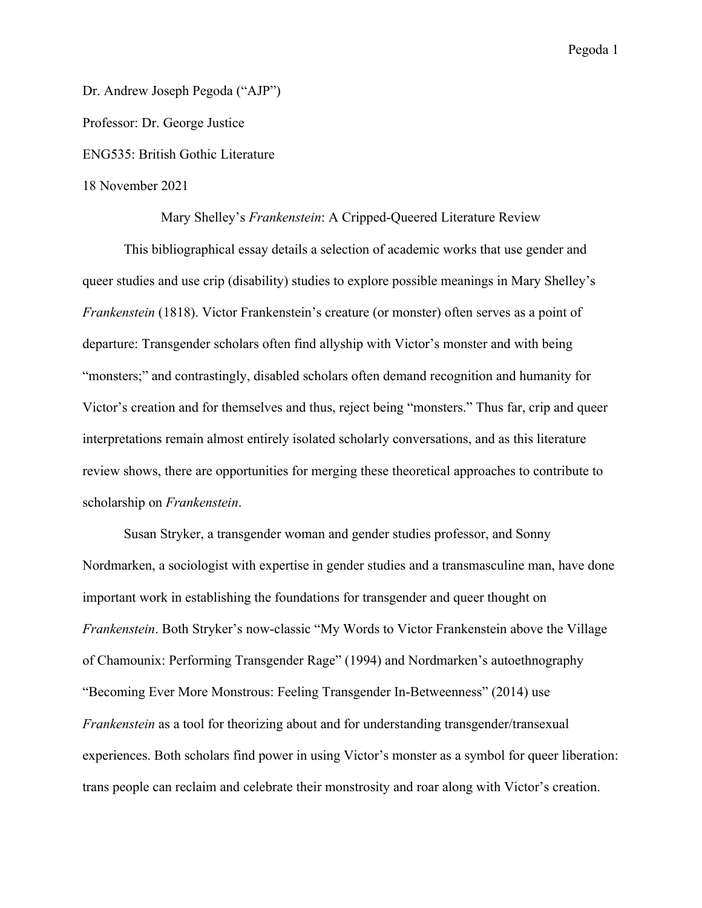Dr. Andrew Joseph Pegoda ("AJP")

Professor: Dr. George Justice

ENG535: British Gothic Literature

18 November 2021

Mary Shelley's *Frankenstein*: A Cripped-Queered Literature Review

This bibliographical essay details a selection of academic works that use gender and queer studies and use crip (disability) studies to explore possible meanings in Mary Shelley's *Frankenstein* (1818). Victor Frankenstein's creature (or monster) often serves as a point of departure: Transgender scholars often find allyship with Victor's monster and with being "monsters;" and contrastingly, disabled scholars often demand recognition and humanity for Victor's creation and for themselves and thus, reject being "monsters." Thus far, crip and queer interpretations remain almost entirely isolated scholarly conversations, and as this literature review shows, there are opportunities for merging these theoretical approaches to contribute to scholarship on *Frankenstein*.

Susan Stryker, a transgender woman and gender studies professor, and Sonny Nordmarken, a sociologist with expertise in gender studies and a transmasculine man, have done important work in establishing the foundations for transgender and queer thought on *Frankenstein*. Both Stryker's now-classic "My Words to Victor Frankenstein above the Village of Chamounix: Performing Transgender Rage" (1994) and Nordmarken's autoethnography "Becoming Ever More Monstrous: Feeling Transgender In-Betweenness" (2014) use *Frankenstein* as a tool for theorizing about and for understanding transgender/transexual experiences. Both scholars find power in using Victor's monster as a symbol for queer liberation: trans people can reclaim and celebrate their monstrosity and roar along with Victor's creation.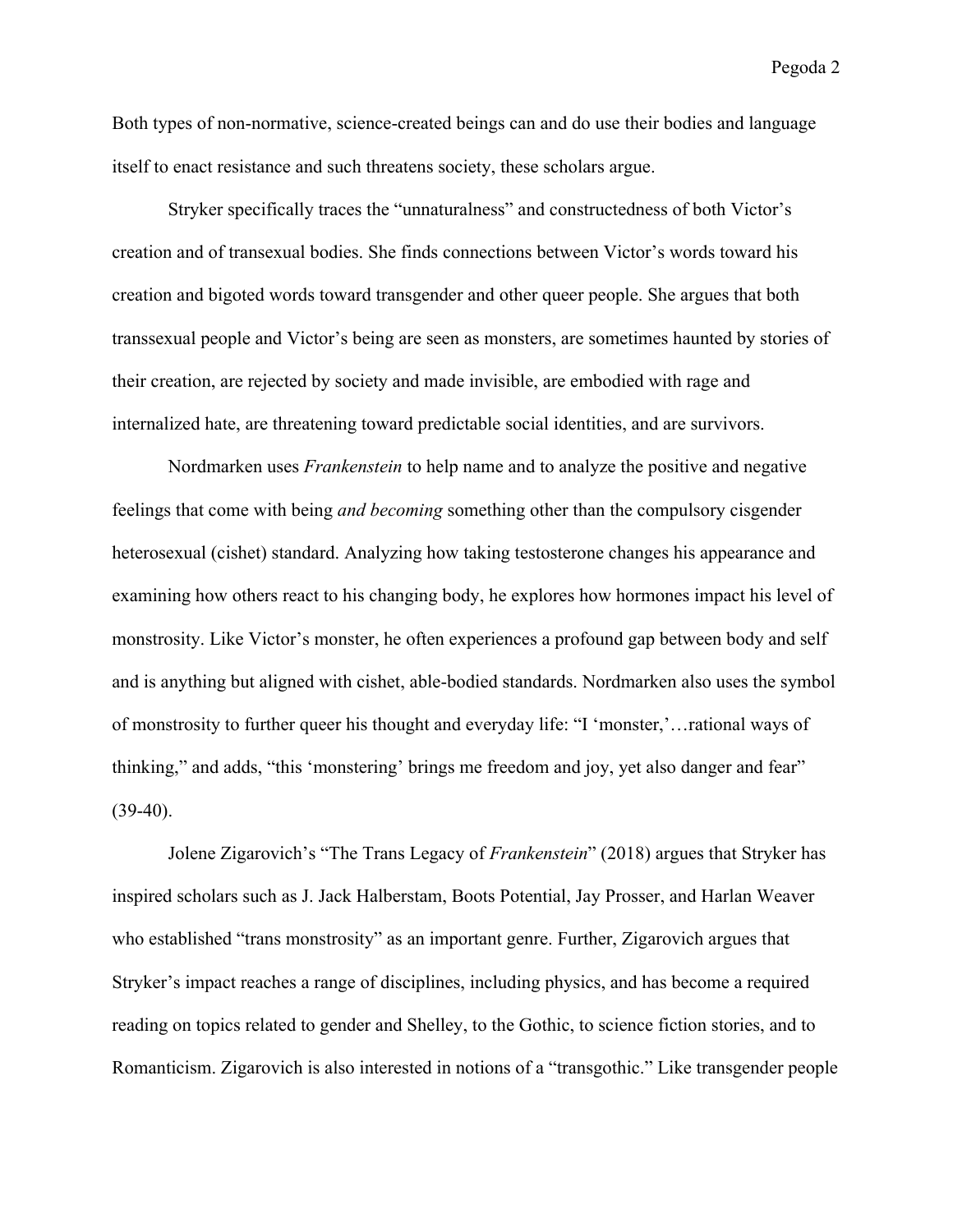Both types of non-normative, science-created beings can and do use their bodies and language itself to enact resistance and such threatens society, these scholars argue.

Stryker specifically traces the "unnaturalness" and constructedness of both Victor's creation and of transexual bodies. She finds connections between Victor's words toward his creation and bigoted words toward transgender and other queer people. She argues that both transsexual people and Victor's being are seen as monsters, are sometimes haunted by stories of their creation, are rejected by society and made invisible, are embodied with rage and internalized hate, are threatening toward predictable social identities, and are survivors.

Nordmarken uses *Frankenstein* to help name and to analyze the positive and negative feelings that come with being *and becoming* something other than the compulsory cisgender heterosexual (cishet) standard. Analyzing how taking testosterone changes his appearance and examining how others react to his changing body, he explores how hormones impact his level of monstrosity. Like Victor's monster, he often experiences a profound gap between body and self and is anything but aligned with cishet, able-bodied standards. Nordmarken also uses the symbol of monstrosity to further queer his thought and everyday life: "I 'monster,'…rational ways of thinking," and adds, "this 'monstering' brings me freedom and joy, yet also danger and fear" (39-40).

Jolene Zigarovich's "The Trans Legacy of *Frankenstein*" (2018) argues that Stryker has inspired scholars such as J. Jack Halberstam, Boots Potential, Jay Prosser, and Harlan Weaver who established "trans monstrosity" as an important genre. Further, Zigarovich argues that Stryker's impact reaches a range of disciplines, including physics, and has become a required reading on topics related to gender and Shelley, to the Gothic, to science fiction stories, and to Romanticism. Zigarovich is also interested in notions of a "transgothic." Like transgender people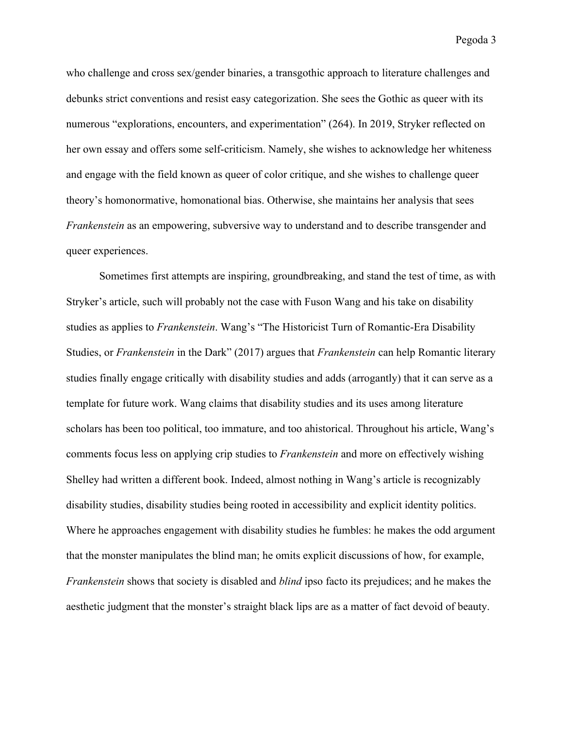who challenge and cross sex/gender binaries, a transgothic approach to literature challenges and debunks strict conventions and resist easy categorization. She sees the Gothic as queer with its numerous "explorations, encounters, and experimentation" (264). In 2019, Stryker reflected on her own essay and offers some self-criticism. Namely, she wishes to acknowledge her whiteness and engage with the field known as queer of color critique, and she wishes to challenge queer theory's homonormative, homonational bias. Otherwise, she maintains her analysis that sees *Frankenstein* as an empowering, subversive way to understand and to describe transgender and queer experiences.

Sometimes first attempts are inspiring, groundbreaking, and stand the test of time, as with Stryker's article, such will probably not the case with Fuson Wang and his take on disability studies as applies to *Frankenstein*. Wang's "The Historicist Turn of Romantic-Era Disability Studies, or *Frankenstein* in the Dark" (2017) argues that *Frankenstein* can help Romantic literary studies finally engage critically with disability studies and adds (arrogantly) that it can serve as a template for future work. Wang claims that disability studies and its uses among literature scholars has been too political, too immature, and too ahistorical. Throughout his article, Wang's comments focus less on applying crip studies to *Frankenstein* and more on effectively wishing Shelley had written a different book. Indeed, almost nothing in Wang's article is recognizably disability studies, disability studies being rooted in accessibility and explicit identity politics. Where he approaches engagement with disability studies he fumbles: he makes the odd argument that the monster manipulates the blind man; he omits explicit discussions of how, for example, *Frankenstein* shows that society is disabled and *blind* ipso facto its prejudices; and he makes the aesthetic judgment that the monster's straight black lips are as a matter of fact devoid of beauty.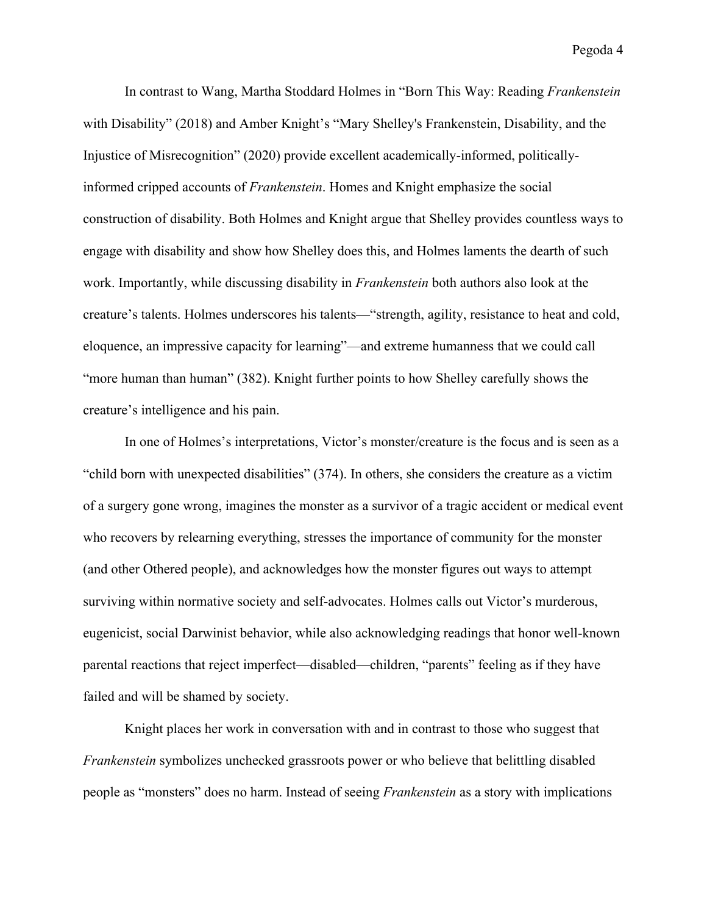In contrast to Wang, Martha Stoddard Holmes in "Born This Way: Reading *Frankenstein* with Disability" (2018) and Amber Knight's "Mary Shelley's Frankenstein, Disability, and the Injustice of Misrecognition" (2020) provide excellent academically-informed, politically-informed cripped accounts of *Frankenstein*. Homes and Knight emphasize the social construction of disability. Both Holmes and Knight argue that Shelley provides countless ways to engage with disability and show how Shelley does this, and Holmes laments the dearth of such work. Importantly, while discussing disability in *Frankenstein* both authors also look at the creature's talents. Holmes underscores his talents—"strength, agility, resistance to heat and cold, eloquence, an impressive capacity for learning"—and extreme humanness that we could call "more human than human" (382). Knight further points to how Shelley carefully shows the creature's intelligence and his pain.

In one of Holmes's interpretations, Victor's monster/creature is the focus and is seen as a "child born with unexpected disabilities" (374). In others, she considers the creature as a victim of a surgery gone wrong, imagines the monster as a survivor of a tragic accident or medical event who recovers by relearning everything, stresses the importance of community for the monster (and other Othered people), and acknowledges how the monster figures out ways to attempt surviving within normative society and self-advocates. Holmes calls out Victor's murderous, eugenicist, social Darwinist behavior, while also acknowledging readings that honor well-known parental reactions that reject imperfect—disabled—children, "parents" feeling as if they have failed and will be shamed by society.

Knight places her work in conversation with and in contrast to those who suggest that *Frankenstein* symbolizes unchecked grassroots power or who believe that belittling disabled people as "monsters" does no harm. Instead of seeing *Frankenstein* as a story with implications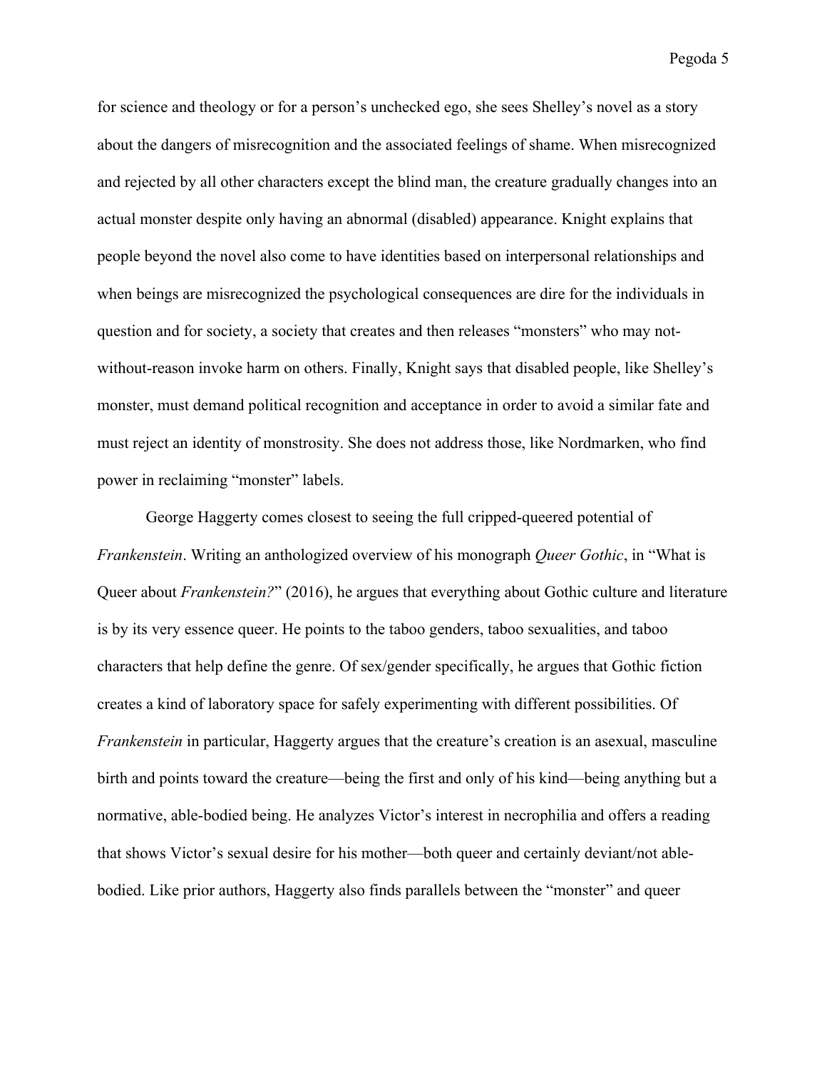for science and theology or for a person's unchecked ego, she sees Shelley's novel as a story about the dangers of misrecognition and the associated feelings of shame. When misrecognized and rejected by all other characters except the blind man, the creature gradually changes into an actual monster despite only having an abnormal (disabled) appearance. Knight explains that people beyond the novel also come to have identities based on interpersonal relationships and when beings are misrecognized the psychological consequences are dire for the individuals in question and for society, a society that creates and then releases "monsters" who may not-without-reason invoke harm on others. Finally, Knight says that disabled people, like Shelley's monster, must demand political recognition and acceptance in order to avoid a similar fate and must reject an identity of monstrosity. She does not address those, like Nordmarken, who find power in reclaiming "monster" labels.

George Haggerty comes closest to seeing the full cripped-queered potential of *Frankenstein*. Writing an anthologized overview of his monograph *Queer Gothic*, in "What is Queer about *Frankenstein?*" (2016), he argues that everything about Gothic culture and literature is by its very essence queer. He points to the taboo genders, taboo sexualities, and taboo characters that help define the genre. Of sex/gender specifically, he argues that Gothic fiction creates a kind of laboratory space for safely experimenting with different possibilities. Of *Frankenstein* in particular, Haggerty argues that the creature's creation is an asexual, masculine birth and points toward the creature—being the first and only of his kind—being anything but a normative, able-bodied being. He analyzes Victor's interest in necrophilia and offers a reading that shows Victor's sexual desire for his mother—both queer and certainly deviant/not able-bodied. Like prior authors, Haggerty also finds parallels between the "monster" and queer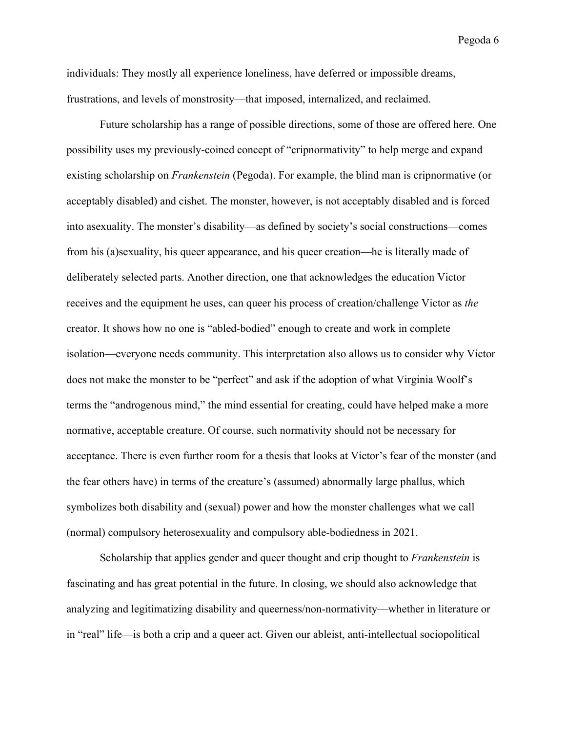individuals: They mostly all experience loneliness, have deferred or impossible dreams, frustrations, and levels of monstrosity—that imposed, internalized, and reclaimed.

Future scholarship has a range of possible directions, some of those are offered here. One possibility uses my previously-coined concept of "cripnormativity" to help merge and expand existing scholarship on *Frankenstein* (Pegoda). For example, the blind man is cripnormative (or acceptably disabled) and cishet. The monster, however, is not acceptably disabled and is forced into asexuality. The monster's disability—as defined by society's social constructions—comes from his (a)sexuality, his queer appearance, and his queer creation—he is literally made of deliberately selected parts. Another direction, one that acknowledges the education Victor receives and the equipment he uses, can queer his process of creation/challenge Victor as *the* creator. It shows how no one is "abled-bodied" enough to create and work in complete isolation—everyone needs community. This interpretation also allows us to consider why Victor does not make the monster to be "perfect" and ask if the adoption of what Virginia Woolf's terms the "androgenous mind," the mind essential for creating, could have helped make a more normative, acceptable creature. Of course, such normativity should not be necessary for acceptance. There is even further room for a thesis that looks at Victor's fear of the monster (and the fear others have) in terms of the creature's (assumed) abnormally large phallus, which symbolizes both disability and (sexual) power and how the monster challenges what we call (normal) compulsory heterosexuality and compulsory able-bodiedness in 2021.

Scholarship that applies gender and queer thought and crip thought to *Frankenstein* is fascinating and has great potential in the future. In closing, we should also acknowledge that analyzing and legitimatizing disability and queerness/non-normativity—whether in literature or in "real" life—is both a crip and a queer act. Given our ableist, anti-intellectual sociopolitical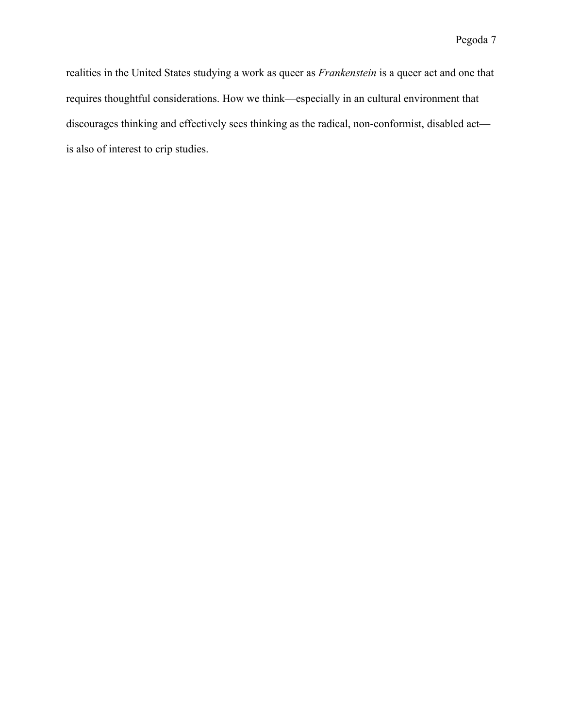realities in the United States studying a work as queer as *Frankenstein* is a queer act and one that requires thoughtful considerations. How we think—especially in an cultural environment that discourages thinking and effectively sees thinking as the radical, non-conformist, disabled act—is also of interest to crip studies.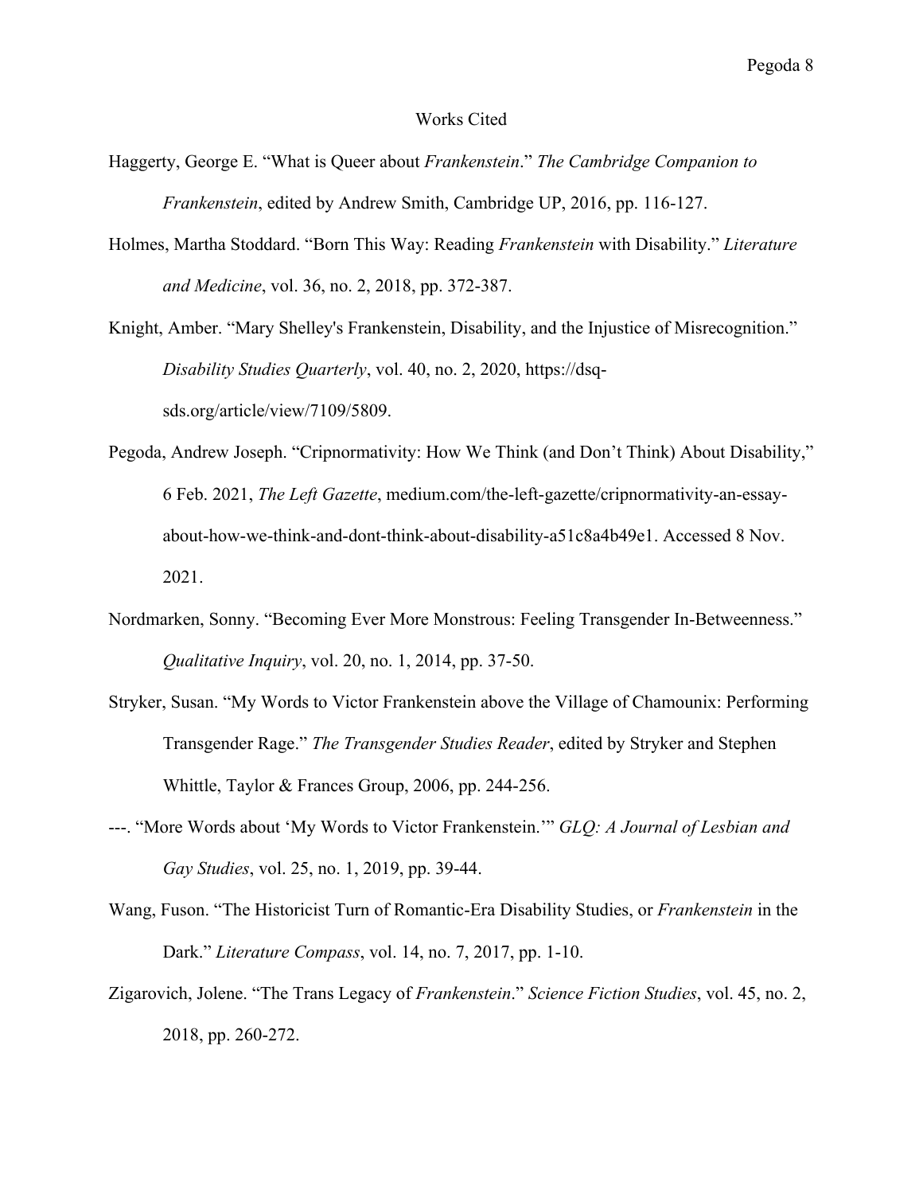# Works Cited

Haggerty, George E. "What is Queer about *Frankenstein*." *The Cambridge Companion to Frankenstein*, edited by Andrew Smith, Cambridge UP, 2016, pp. 116-127.

Holmes, Martha Stoddard. "Born This Way: Reading *Frankenstein* with Disability." *Literature and Medicine*, vol. 36, no. 2, 2018, pp. 372-387.

Knight, Amber. "Mary Shelley's Frankenstein, Disability, and the Injustice of Misrecognition." *Disability Studies Quarterly*, vol. 40, no. 2, 2020, https://dsq-sds.org/article/view/7109/5809.

Pegoda, Andrew Joseph. "Cripnormativity: How We Think (and Don't Think) About Disability," 6 Feb. 2021, *The Left Gazette*, medium.com/the-left-gazette/cripnormativity-an-essay-about-how-we-think-and-dont-think-about-disability-a51c8a4b49e1. Accessed 8 Nov. 2021.

Nordmarken, Sonny. "Becoming Ever More Monstrous: Feeling Transgender In-Betweenness." *Qualitative Inquiry*, vol. 20, no. 1, 2014, pp. 37-50.

Stryker, Susan. "My Words to Victor Frankenstein above the Village of Chamounix: Performing Transgender Rage." *The Transgender Studies Reader*, edited by Stryker and Stephen Whittle, Taylor & Frances Group, 2006, pp. 244-256.

---. "More Words about 'My Words to Victor Frankenstein.'" *GLQ: A Journal of Lesbian and Gay Studies*, vol. 25, no. 1, 2019, pp. 39-44.

Wang, Fuson. "The Historicist Turn of Romantic-Era Disability Studies, or *Frankenstein* in the Dark." *Literature Compass*, vol. 14, no. 7, 2017, pp. 1-10.

Zigarovich, Jolene. "The Trans Legacy of *Frankenstein*." *Science Fiction Studies*, vol. 45, no. 2, 2018, pp. 260-272.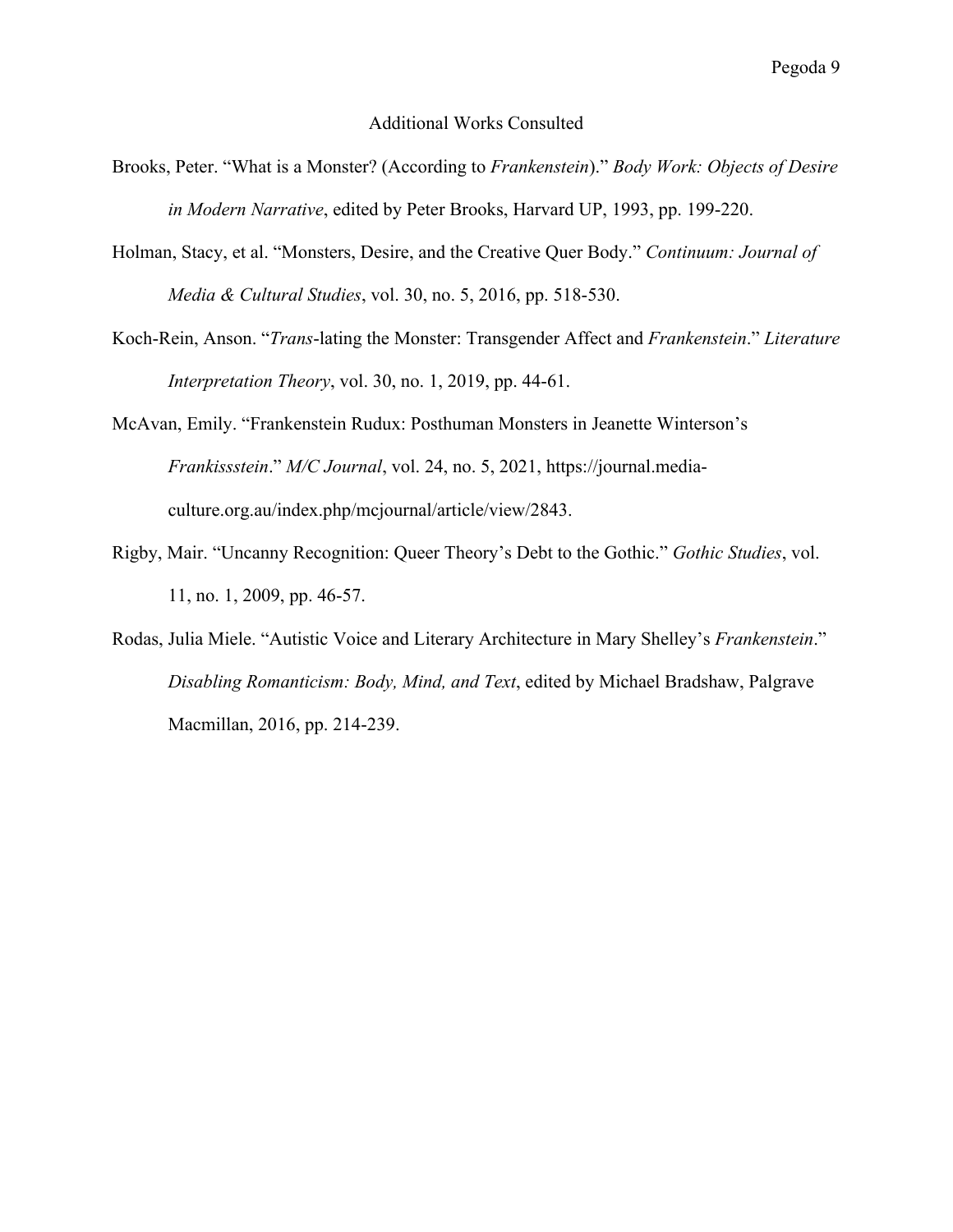# Additional Works Consulted

Brooks, Peter. "What is a Monster? (According to *Frankenstein*)." *Body Work: Objects of Desire in Modern Narrative*, edited by Peter Brooks, Harvard UP, 1993, pp. 199-220.

Holman, Stacy, et al. "Monsters, Desire, and the Creative Quer Body." *Continuum: Journal of Media & Cultural Studies*, vol. 30, no. 5, 2016, pp. 518-530.

Koch-Rein, Anson. "*Trans*-lating the Monster: Transgender Affect and *Frankenstein*." *Literature Interpretation Theory*, vol. 30, no. 1, 2019, pp. 44-61.

McAvan, Emily. "Frankenstein Rudux: Posthuman Monsters in Jeanette Winterson's *Frankissstein*." *M/C Journal*, vol. 24, no. 5, 2021, https://journal.media-culture.org.au/index.php/mcjournal/article/view/2843.

Rigby, Mair. "Uncanny Recognition: Queer Theory's Debt to the Gothic." *Gothic Studies*, vol. 11, no. 1, 2009, pp. 46-57.

Rodas, Julia Miele. "Autistic Voice and Literary Architecture in Mary Shelley's *Frankenstein*." *Disabling Romanticism: Body, Mind, and Text*, edited by Michael Bradshaw, Palgrave Macmillan, 2016, pp. 214-239.